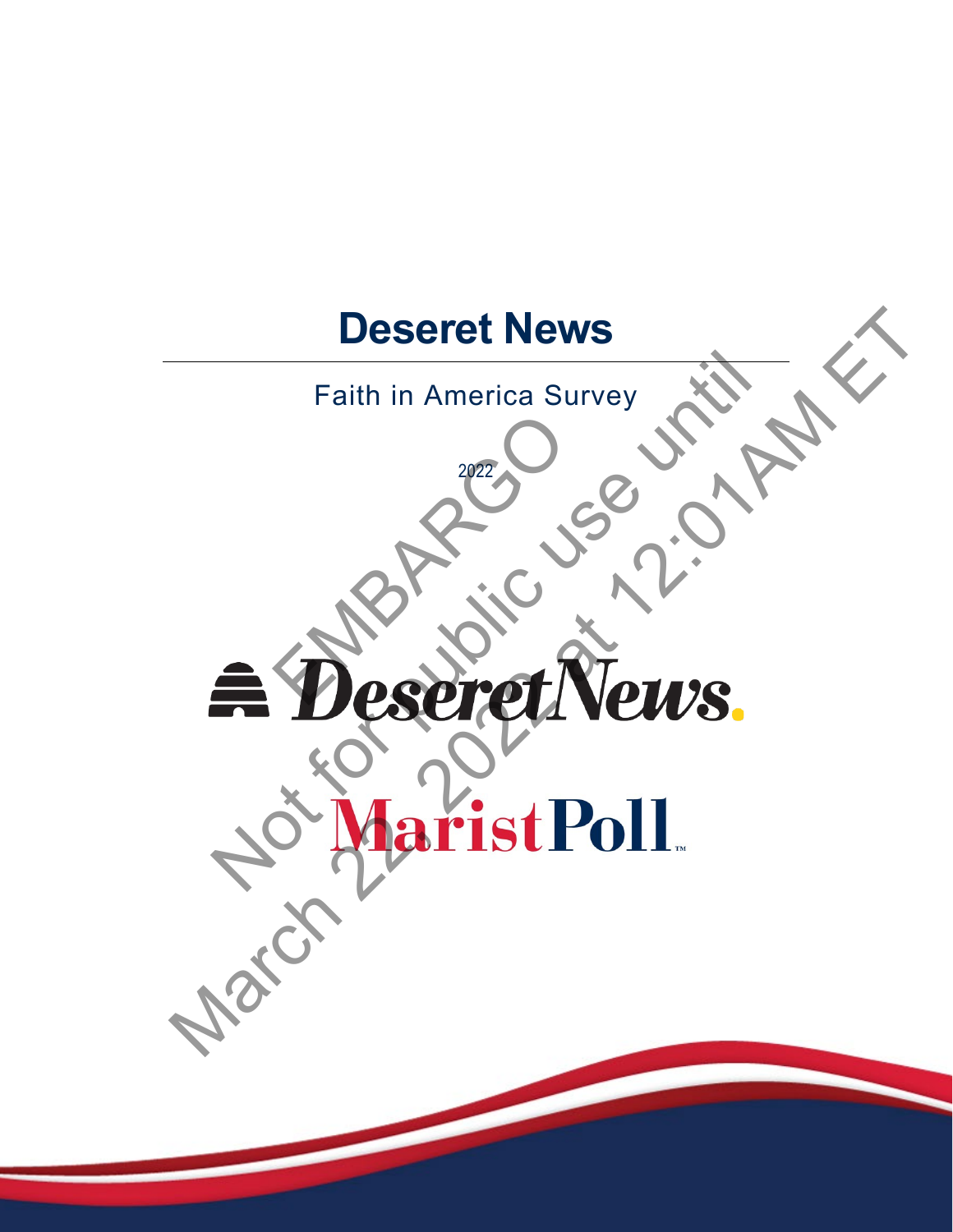# Deseret News

Faith in America Survey

2022

EMBARGO
Not for public use until
March 22, 2022 at 12:01AM ET

Deseret News.

Marist Poll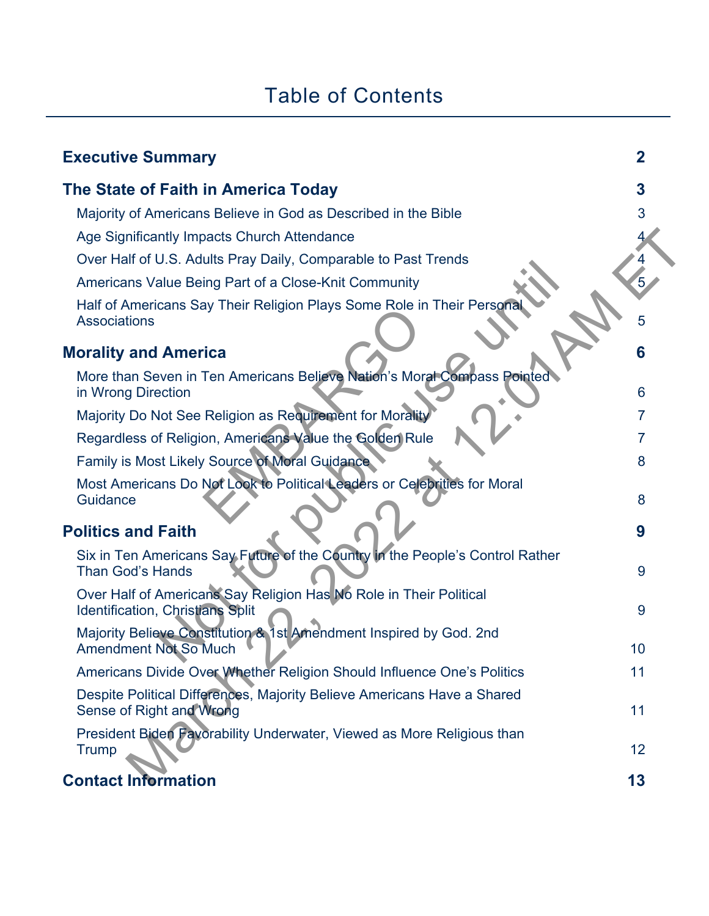# Table of Contents

| | |
|---|---|
| **Executive Summary** | **2** |
| **The State of Faith in America Today** | **3** |
| Majority of Americans Believe in God as Described in the Bible | 3 |
| Age Significantly Impacts Church Attendance | 4 |
| Over Half of U.S. Adults Pray Daily, Comparable to Past Trends | 4 |
| Americans Value Being Part of a Close-Knit Community | 5 |
| Half of Americans Say Their Religion Plays Some Role in Their Personal Associations | 5 |
| **Morality and America** | **6** |
| More than Seven in Ten Americans Believe Nation's Moral Compass Pointed in Wrong Direction | 6 |
| Majority Do Not See Religion as Requirement for Morality | 7 |
| Regardless of Religion, Americans Value the Golden Rule | 7 |
| Family is Most Likely Source of Moral Guidance | 8 |
| Most Americans Do Not Look to Political Leaders or Celebrities for Moral Guidance | 8 |
| **Politics and Faith** | **9** |
| Six in Ten Americans Say Future of the Country in the People's Control Rather Than God's Hands | 9 |
| Over Half of Americans Say Religion Has No Role in Their Political Identification, Christians Split | 9 |
| Majority Believe Constitution & 1st Amendment Inspired by God. 2nd Amendment Not So Much | 10 |
| Americans Divide Over Whether Religion Should Influence One's Politics | 11 |
| Despite Political Differences, Majority Believe Americans Have a Shared Sense of Right and Wrong | 11 |
| President Biden Favorability Underwater, Viewed as More Religious than Trump | 12 |
| **Contact Information** | **13** |

EMBARGO
Not for public use until
March 22, 2022 at 12:01AM ET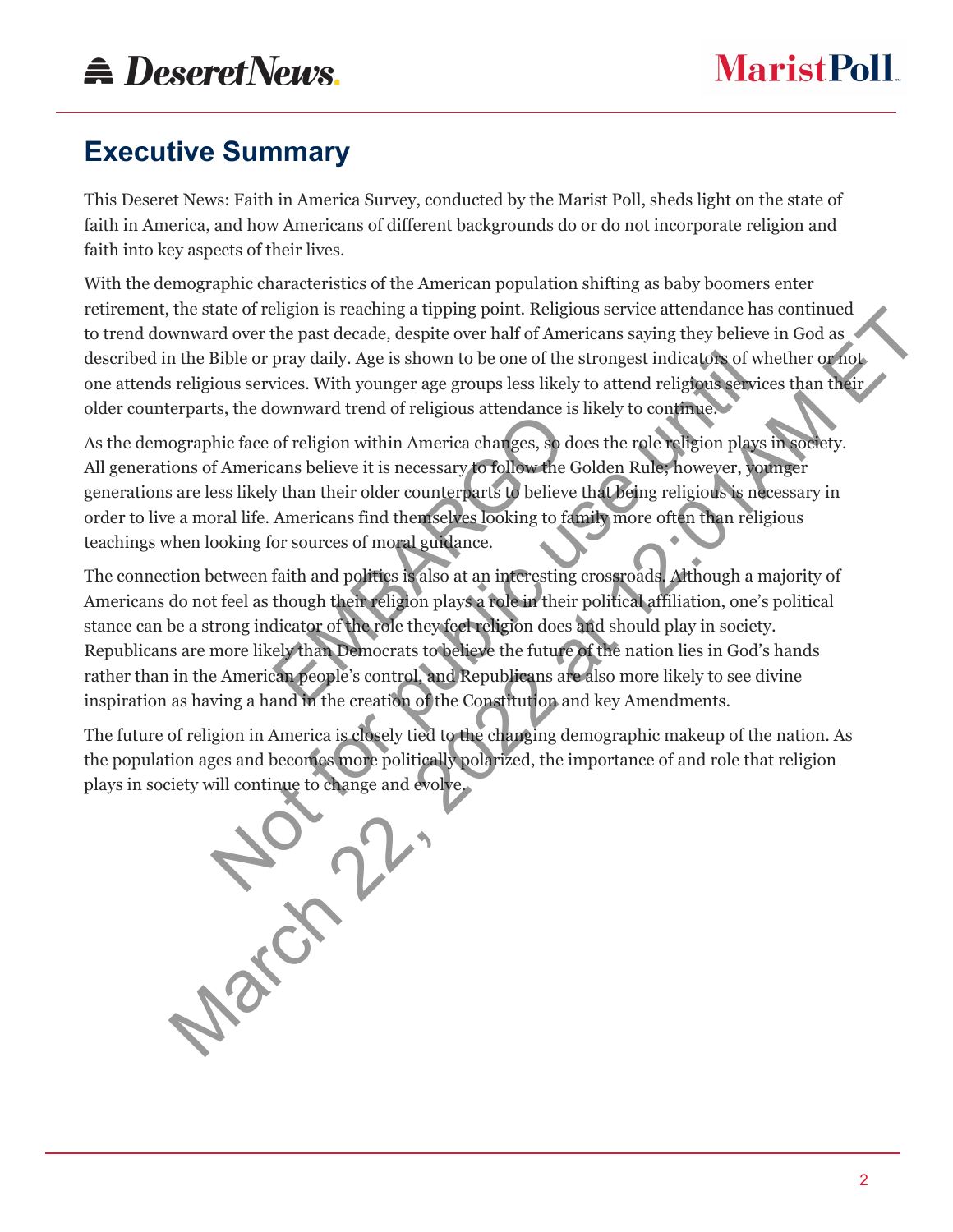## Executive Summary

This Deseret News: Faith in America Survey, conducted by the Marist Poll, sheds light on the state of faith in America, and how Americans of different backgrounds do or do not incorporate religion and faith into key aspects of their lives.

With the demographic characteristics of the American population shifting as baby boomers enter retirement, the state of religion is reaching a tipping point. Religious service attendance has continued to trend downward over the past decade, despite over half of Americans saying they believe in God as described in the Bible or pray daily. Age is shown to be one of the strongest indicators of whether or not one attends religious services. With younger age groups less likely to attend religious services than their older counterparts, the downward trend of religious attendance is likely to continue.

As the demographic face of religion within America changes, so does the role religion plays in society. All generations of Americans believe it is necessary to follow the Golden Rule; however, younger generations are less likely than their older counterparts to believe that being religious is necessary in order to live a moral life. Americans find themselves looking to family more often than religious teachings when looking for sources of moral guidance.

The connection between faith and politics is also at an interesting crossroads. Although a majority of Americans do not feel as though their religion plays a role in their political affiliation, one's political stance can be a strong indicator of the role they feel religion does and should play in society. Republicans are more likely than Democrats to believe the future of the nation lies in God's hands rather than in the American people's control, and Republicans are also more likely to see divine inspiration as having a hand in the creation of the Constitution and key Amendments.

The future of religion in America is closely tied to the changing demographic makeup of the nation. As the population ages and becomes more politically polarized, the importance of and role that religion plays in society will continue to change and evolve.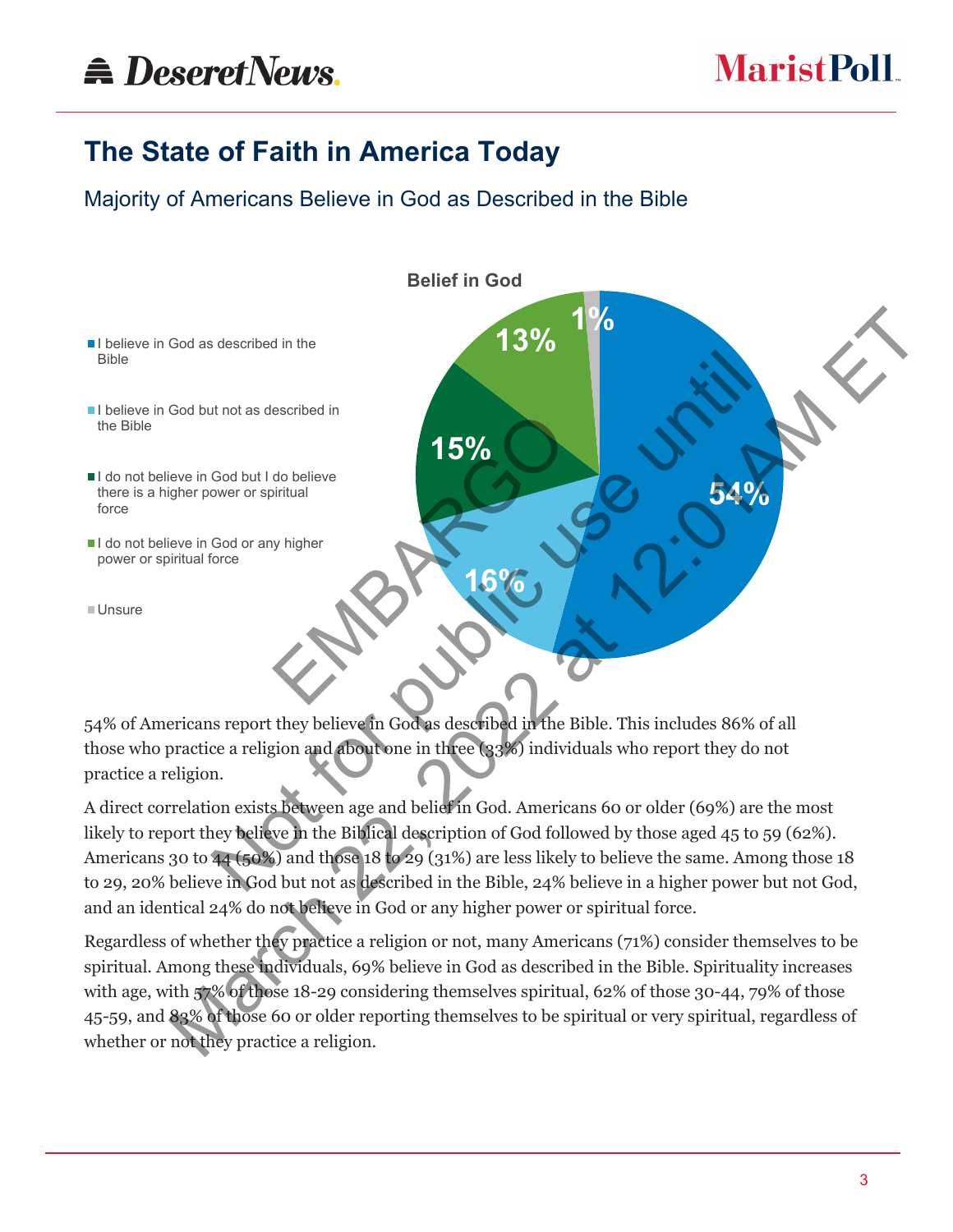# The State of Faith in America Today

## Majority of Americans Believe in God as Described in the Bible

**Belief in God**

| Response | % |
|---|---|
| I believe in God as described in the Bible | 54% |
| I believe in God but not as described in the Bible | 16% |
| I do not believe in God but I do believe there is a higher power or spiritual force | 15% |
| I do not believe in God or any higher power or spiritual force | 13% |
| Unsure | 1% |

54% of Americans report they believe in God as described in the Bible. This includes 86% of all those who practice a religion and about one in three (33%) individuals who report they do not practice a religion.

A direct correlation exists between age and belief in God. Americans 60 or older (69%) are the most likely to report they believe in the Biblical description of God followed by those aged 45 to 59 (62%). Americans 30 to 44 (50%) and those 18 to 29 (31%) are less likely to believe the same. Among those 18 to 29, 20% believe in God but not as described in the Bible, 24% believe in a higher power but not God, and an identical 24% do not believe in God or any higher power or spiritual force.

Regardless of whether they practice a religion or not, many Americans (71%) consider themselves to be spiritual. Among these individuals, 69% believe in God as described in the Bible. Spirituality increases with age, with 57% of those 18-29 considering themselves spiritual, 62% of those 30-44, 79% of those 45-59, and 83% of those 60 or older reporting themselves to be spiritual or very spiritual, regardless of whether or not they practice a religion.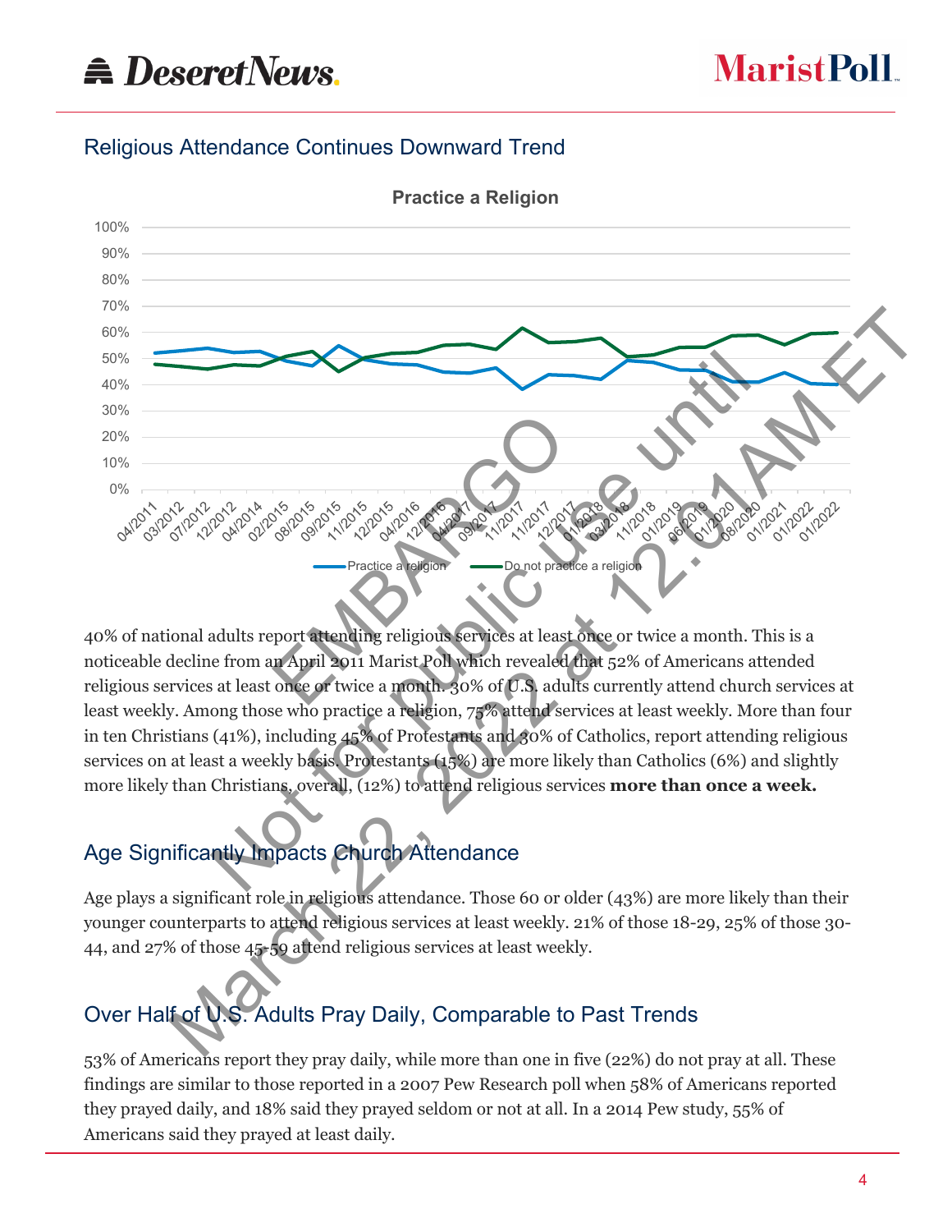## Religious Attendance Continues Downward Trend

40% of national adults report attending religious services at least once or twice a month. This is a noticeable decline from an April 2011 Marist Poll which revealed that 52% of Americans attended religious services at least once or twice a month. 30% of U.S. adults currently attend church services at least weekly. Among those who practice a religion, 75% attend services at least weekly. More than four in ten Christians (41%), including 45% of Protestants and 30% of Catholics, report attending religious services on at least a weekly basis. Protestants (15%) are more likely than Catholics (6%) and slightly more likely than Christians, overall, (12%) to attend religious services **more than once a week.**

## Age Significantly Impacts Church Attendance

Age plays a significant role in religious attendance. Those 60 or older (43%) are more likely than their younger counterparts to attend religious services at least weekly. 21% of those 18-29, 25% of those 30-44, and 27% of those 45-59 attend religious services at least weekly.

## Over Half of U.S. Adults Pray Daily, Comparable to Past Trends

53% of Americans report they pray daily, while more than one in five (22%) do not pray at all. These findings are similar to those reported in a 2007 Pew Research poll when 58% of Americans reported they prayed daily, and 18% said they prayed seldom or not at all. In a 2014 Pew study, 55% of Americans said they prayed at least daily.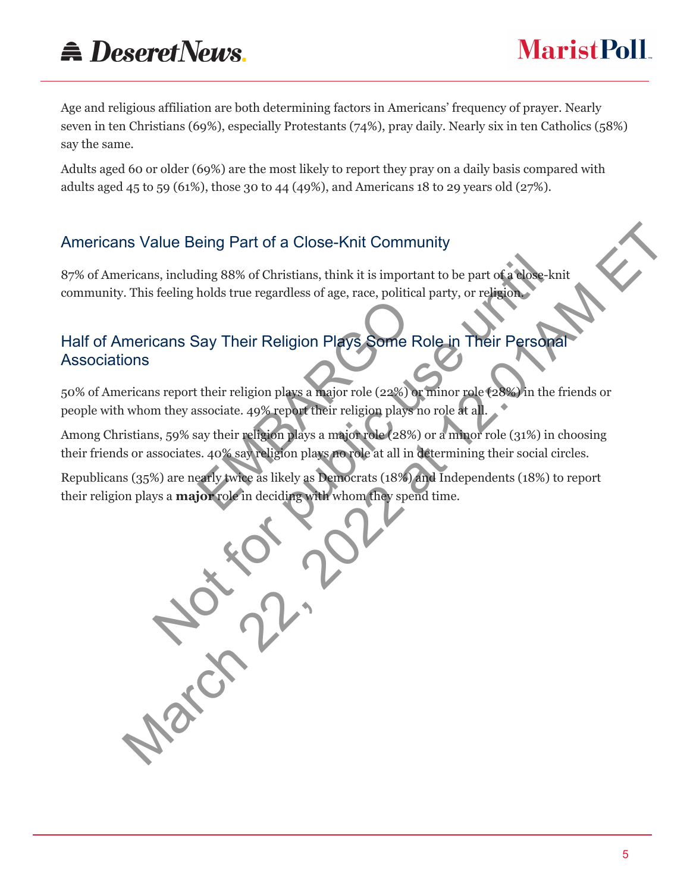Age and religious affiliation are both determining factors in Americans' frequency of prayer. Nearly seven in ten Christians (69%), especially Protestants (74%), pray daily. Nearly six in ten Catholics (58%) say the same.

Adults aged 60 or older (69%) are the most likely to report they pray on a daily basis compared with adults aged 45 to 59 (61%), those 30 to 44 (49%), and Americans 18 to 29 years old (27%).

## Americans Value Being Part of a Close-Knit Community

87% of Americans, including 88% of Christians, think it is important to be part of a close-knit community. This feeling holds true regardless of age, race, political party, or religion.

## Half of Americans Say Their Religion Plays Some Role in Their Personal Associations

50% of Americans report their religion plays a major role (22%) or minor role (28%) in the friends or people with whom they associate. 49% report their religion plays no role at all.

Among Christians, 59% say their religion plays a major role (28%) or a minor role (31%) in choosing their friends or associates. 40% say religion plays no role at all in determining their social circles.

Republicans (35%) are nearly twice as likely as Democrats (18%) and Independents (18%) to report their religion plays a **major** role in deciding with whom they spend time.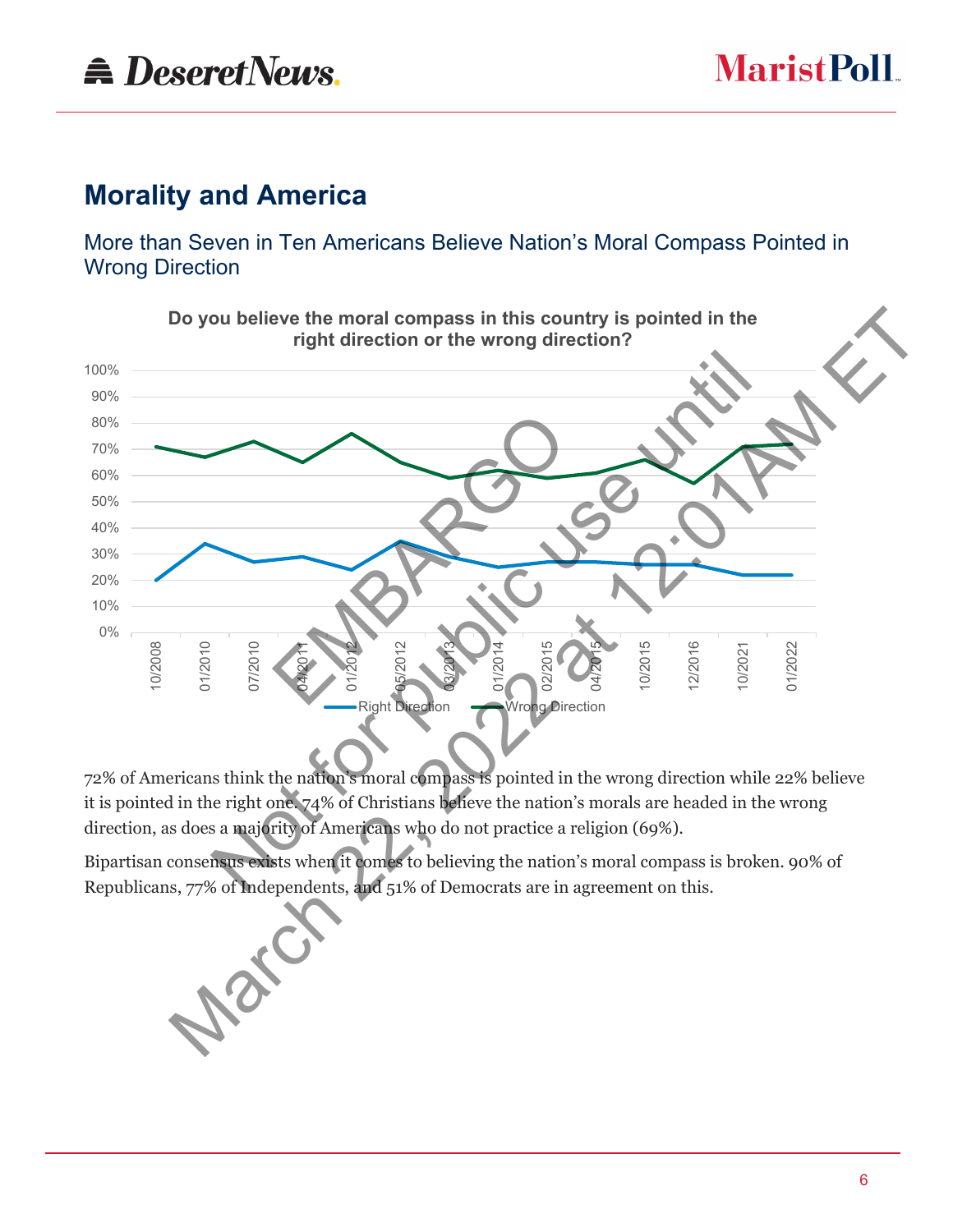## Morality and America

### More than Seven in Ten Americans Believe Nation's Moral Compass Pointed in Wrong Direction

**Do you believe the moral compass in this country is pointed in the right direction or the wrong direction?**

72% of Americans think the nation's moral compass is pointed in the wrong direction while 22% believe it is pointed in the right one. 74% of Christians believe the nation's morals are headed in the wrong direction, as does a majority of Americans who do not practice a religion (69%).

Bipartisan consensus exists when it comes to believing the nation's moral compass is broken. 90% of Republicans, 77% of Independents, and 51% of Democrats are in agreement on this.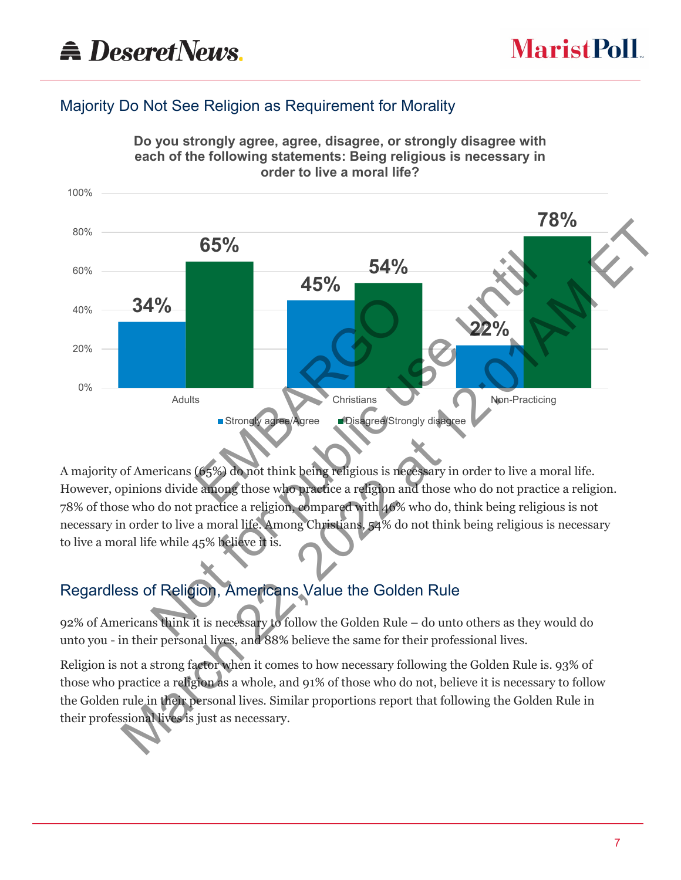## Majority Do Not See Religion as Requirement for Morality

**Do you strongly agree, agree, disagree, or strongly disagree with each of the following statements: Being religious is necessary in order to live a moral life?**

| | Strongly agree/Agree | Disagree/Strongly disagree |
|---|---|---|
| Adults | 34% | 65% |
| Christians | 45% | 54% |
| Non-Practicing | 22% | 78% |

A majority of Americans (65%) do not think being religious is necessary in order to live a moral life. However, opinions divide among those who practice a religion and those who do not practice a religion. 78% of those who do not practice a religion, compared with 46% who do, think being religious is not necessary in order to live a moral life. Among Christians, 54% do not think being religious is necessary to live a moral life while 45% believe it is.

## Regardless of Religion, Americans Value the Golden Rule

92% of Americans think it is necessary to follow the Golden Rule – do unto others as they would do unto you - in their personal lives, and 88% believe the same for their professional lives.

Religion is not a strong factor when it comes to how necessary following the Golden Rule is. 93% of those who practice a religion as a whole, and 91% of those who do not, believe it is necessary to follow the Golden rule in their personal lives. Similar proportions report that following the Golden Rule in their professional lives is just as necessary.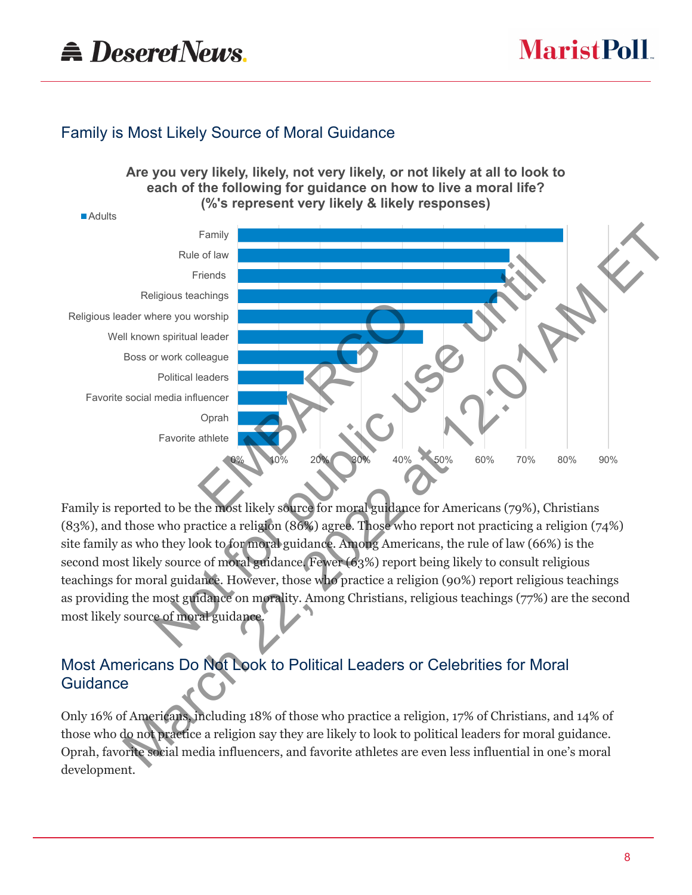## Family is Most Likely Source of Moral Guidance

**Are you very likely, likely, not very likely, or not likely at all to look to each of the following for guidance on how to live a moral life? (%'s represent very likely & likely responses)**

Family is reported to be the most likely source for moral guidance for Americans (79%), Christians (83%), and those who practice a religion (86%) agree. Those who report not practicing a religion (74%) site family as who they look to for moral guidance. Among Americans, the rule of law (66%) is the second most likely source of moral guidance. Fewer (63%) report being likely to consult religious teachings for moral guidance. However, those who practice a religion (90%) report religious teachings as providing the most guidance on morality. Among Christians, religious teachings (77%) are the second most likely source of moral guidance.

## Most Americans Do Not Look to Political Leaders or Celebrities for Moral Guidance

Only 16% of Americans, including 18% of those who practice a religion, 17% of Christians, and 14% of those who do not practice a religion say they are likely to look to political leaders for moral guidance. Oprah, favorite social media influencers, and favorite athletes are even less influential in one's moral development.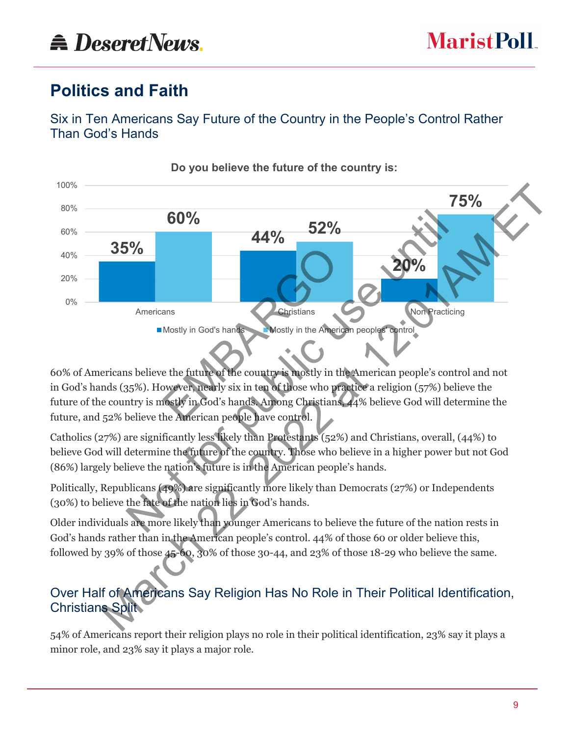## Politics and Faith

### Six in Ten Americans Say Future of the Country in the People's Control Rather Than God's Hands

**Do you believe the future of the country is:**

| | Mostly in God's hands | Mostly in the American peoples' control |
|---|---|---|
| Americans | 35% | 60% |
| Christians | 44% | 52% |
| Non Practicing | 20% | 75% |

60% of Americans believe the future of the country is mostly in the American people's control and not in God's hands (35%). However, nearly six in ten of those who practice a religion (57%) believe the future of the country is mostly in God's hands. Among Christians, 44% believe God will determine the future, and 52% believe the American people have control.

Catholics (27%) are significantly less likely than Protestants (52%) and Christians, overall, (44%) to believe God will determine the future of the country. Those who believe in a higher power but not God (86%) largely believe the nation's future is in the American people's hands.

Politically, Republicans (49%) are significantly more likely than Democrats (27%) or Independents (30%) to believe the fate of the nation lies in God's hands.

Older individuals are more likely than younger Americans to believe the future of the nation rests in God's hands rather than in the American people's control. 44% of those 60 or older believe this, followed by 39% of those 45-60, 30% of those 30-44, and 23% of those 18-29 who believe the same.

### Over Half of Americans Say Religion Has No Role in Their Political Identification, Christians Split

54% of Americans report their religion plays no role in their political identification, 23% say it plays a minor role, and 23% say it plays a major role.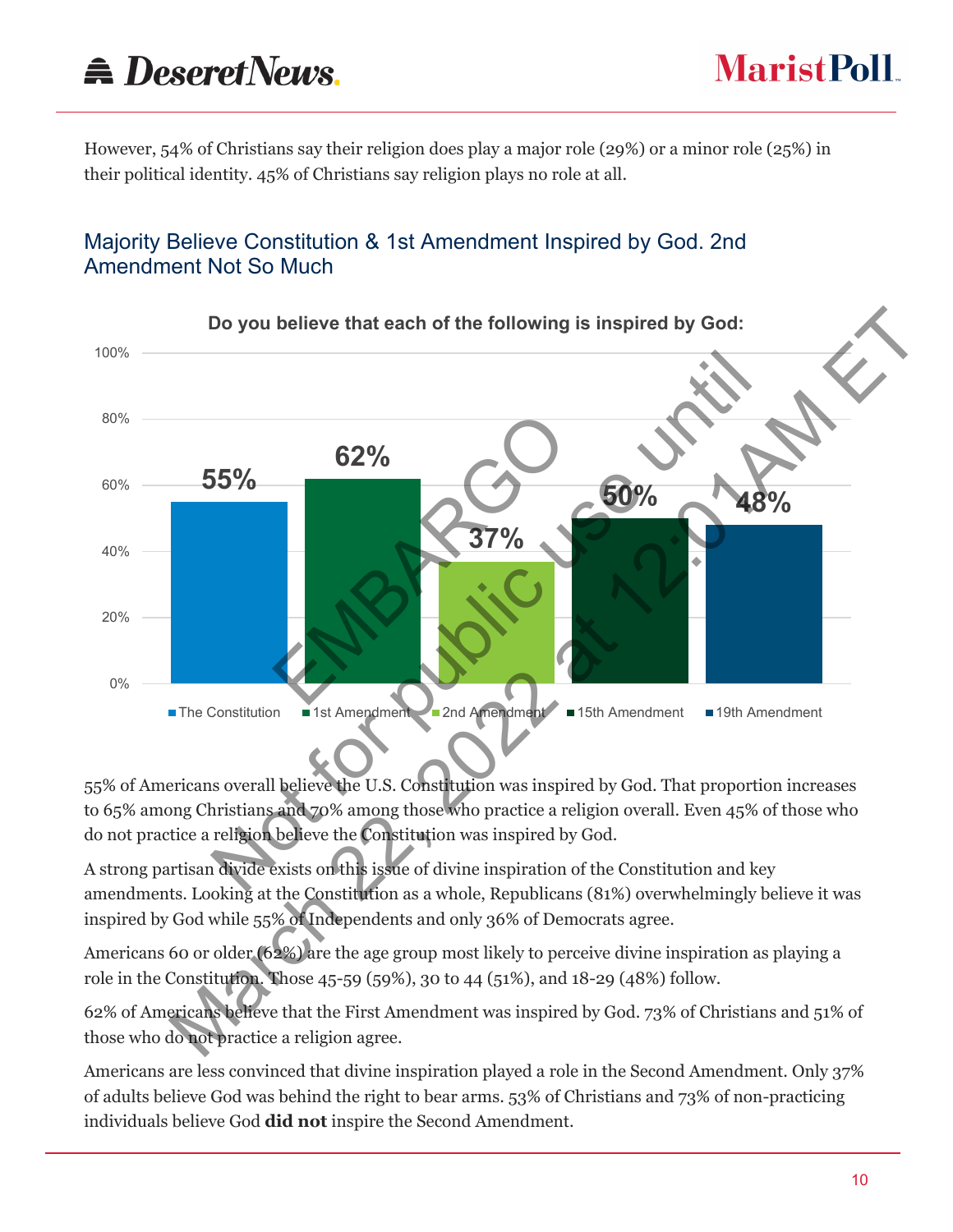However, 54% of Christians say their religion does play a major role (29%) or a minor role (25%) in their political identity. 45% of Christians say religion plays no role at all.

## Majority Believe Constitution & 1st Amendment Inspired by God. 2nd Amendment Not So Much

**Do you believe that each of the following is inspired by God:**

| | Percent |
|---|---|
| The Constitution | 55% |
| 1st Amendment | 62% |
| 2nd Amendment | 37% |
| 15th Amendment | 50% |
| 19th Amendment | 48% |

55% of Americans overall believe the U.S. Constitution was inspired by God. That proportion increases to 65% among Christians and 70% among those who practice a religion overall. Even 45% of those who do not practice a religion believe the Constitution was inspired by God.

A strong partisan divide exists on this issue of divine inspiration of the Constitution and key amendments. Looking at the Constitution as a whole, Republicans (81%) overwhelmingly believe it was inspired by God while 55% of Independents and only 36% of Democrats agree.

Americans 60 or older (62%) are the age group most likely to perceive divine inspiration as playing a role in the Constitution. Those 45-59 (59%), 30 to 44 (51%), and 18-29 (48%) follow.

62% of Americans believe that the First Amendment was inspired by God. 73% of Christians and 51% of those who do not practice a religion agree.

Americans are less convinced that divine inspiration played a role in the Second Amendment. Only 37% of adults believe God was behind the right to bear arms. 53% of Christians and 73% of non-practicing individuals believe God **did not** inspire the Second Amendment.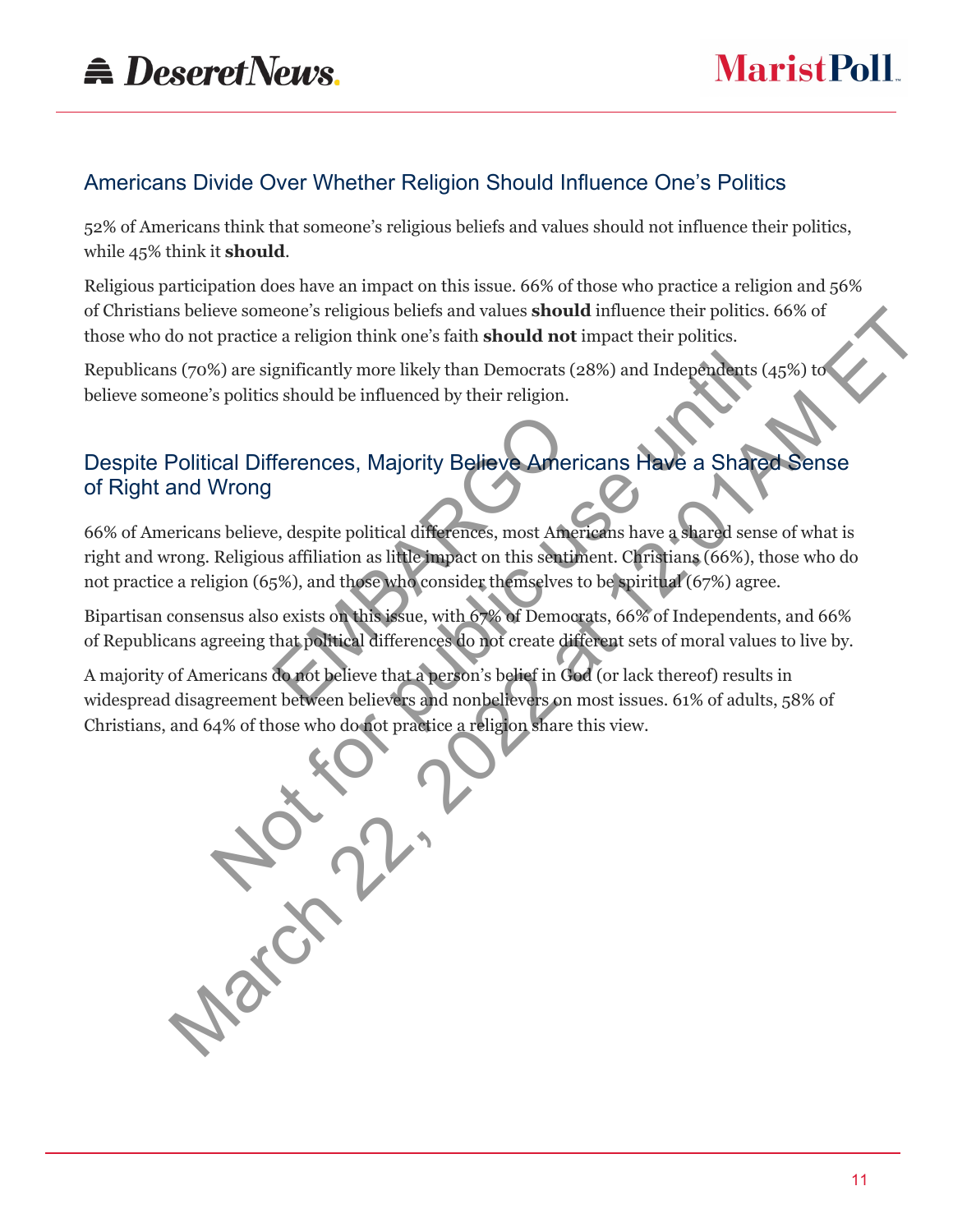## Americans Divide Over Whether Religion Should Influence One's Politics

52% of Americans think that someone's religious beliefs and values should not influence their politics, while 45% think it **should**.

Religious participation does have an impact on this issue. 66% of those who practice a religion and 56% of Christians believe someone's religious beliefs and values **should** influence their politics. 66% of those who do not practice a religion think one's faith **should not** impact their politics.

Republicans (70%) are significantly more likely than Democrats (28%) and Independents (45%) to believe someone's politics should be influenced by their religion.

## Despite Political Differences, Majority Believe Americans Have a Shared Sense of Right and Wrong

66% of Americans believe, despite political differences, most Americans have a shared sense of what is right and wrong. Religious affiliation as little impact on this sentiment. Christians (66%), those who do not practice a religion (65%), and those who consider themselves to be spiritual (67%) agree.

Bipartisan consensus also exists on this issue, with 67% of Democrats, 66% of Independents, and 66% of Republicans agreeing that political differences do not create different sets of moral values to live by.

A majority of Americans do not believe that a person's belief in God (or lack thereof) results in widespread disagreement between believers and nonbelievers on most issues. 61% of adults, 58% of Christians, and 64% of those who do not practice a religion share this view.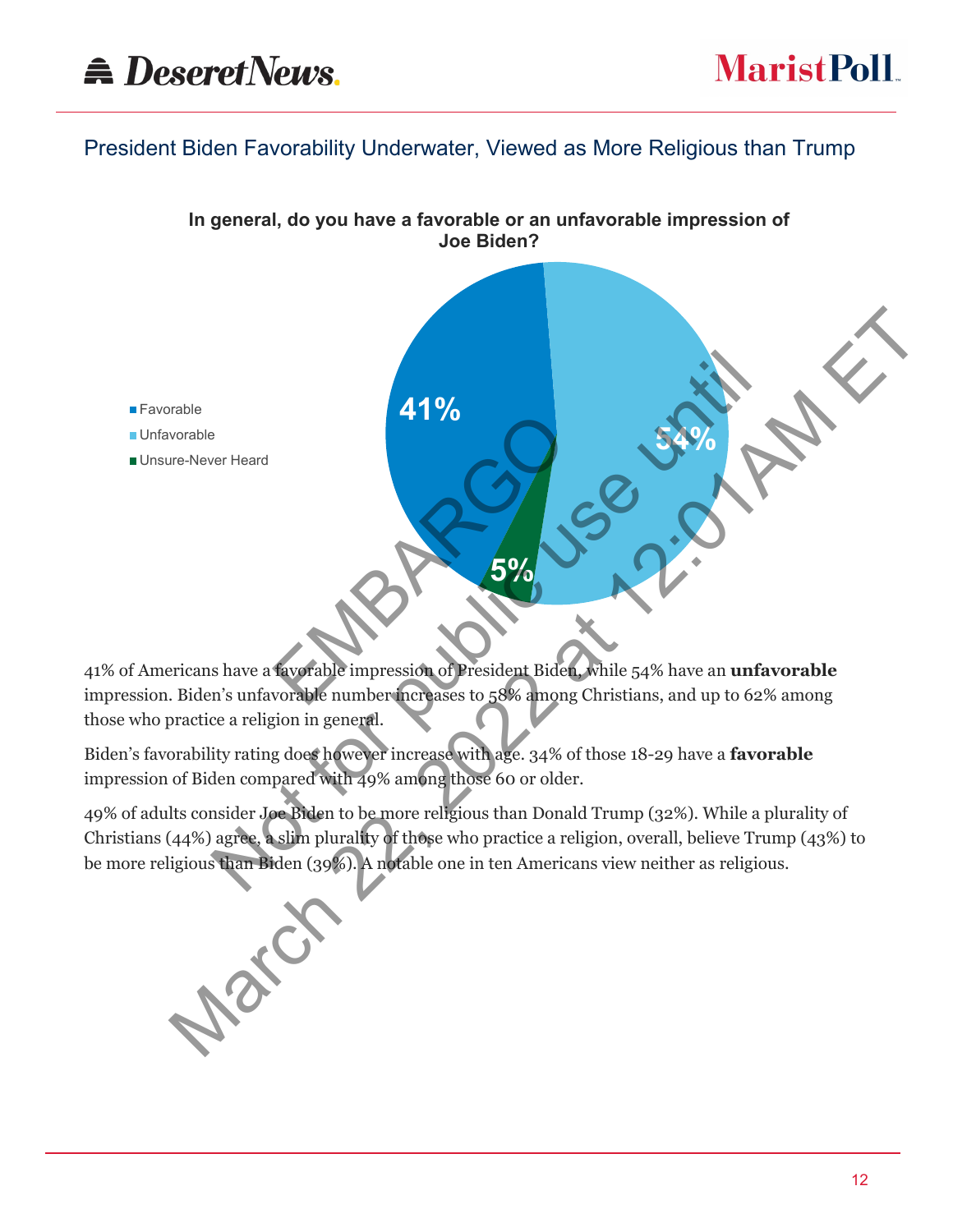## President Biden Favorability Underwater, Viewed as More Religious than Trump

**In general, do you have a favorable or an unfavorable impression of Joe Biden?**

| Response | Percent |
|---|---|
| Favorable | 41% |
| Unfavorable | 54% |
| Unsure-Never Heard | 5% |

41% of Americans have a favorable impression of President Biden, while 54% have an **unfavorable** impression. Biden's unfavorable number increases to 58% among Christians, and up to 62% among those who practice a religion in general.

Biden's favorability rating does however increase with age. 34% of those 18-29 have a **favorable** impression of Biden compared with 49% among those 60 or older.

49% of adults consider Joe Biden to be more religious than Donald Trump (32%). While a plurality of Christians (44%) agree, a slim plurality of those who practice a religion, overall, believe Trump (43%) to be more religious than Biden (39%). A notable one in ten Americans view neither as religious.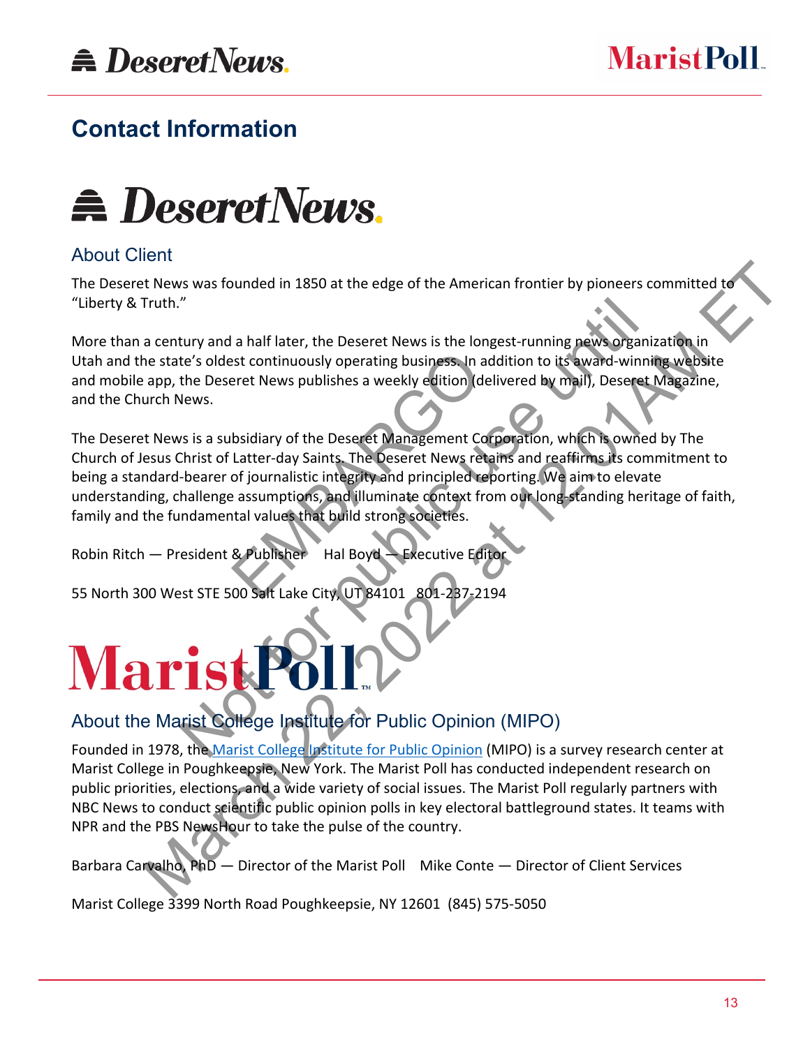## Contact Information

# Deseret News.

### About Client

The Deseret News was founded in 1850 at the edge of the American frontier by pioneers committed to "Liberty & Truth."

More than a century and a half later, the Deseret News is the longest-running news organization in Utah and the state's oldest continuously operating business. In addition to its award-winning website and mobile app, the Deseret News publishes a weekly edition (delivered by mail), Deseret Magazine, and the Church News.

The Deseret News is a subsidiary of the Deseret Management Corporation, which is owned by The Church of Jesus Christ of Latter-day Saints. The Deseret News retains and reaffirms its commitment to being a standard-bearer of journalistic integrity and principled reporting. We aim to elevate understanding, challenge assumptions, and illuminate context from our long-standing heritage of faith, family and the fundamental values that build strong societies.

Robin Ritch — President & Publisher    Hal Boyd — Executive Editor

55 North 300 West STE 500 Salt Lake City, UT 84101   801-237-2194

# Marist Poll

### About the Marist College Institute for Public Opinion (MIPO)

Founded in 1978, the Marist College Institute for Public Opinion (MIPO) is a survey research center at Marist College in Poughkeepsie, New York. The Marist Poll has conducted independent research on public priorities, elections, and a wide variety of social issues. The Marist Poll regularly partners with NBC News to conduct scientific public opinion polls in key electoral battleground states. It teams with NPR and the PBS NewsHour to take the pulse of the country.

Barbara Carvalho, PhD — Director of the Marist Poll    Mike Conte — Director of Client Services

Marist College 3399 North Road Poughkeepsie, NY 12601  (845) 575-5050